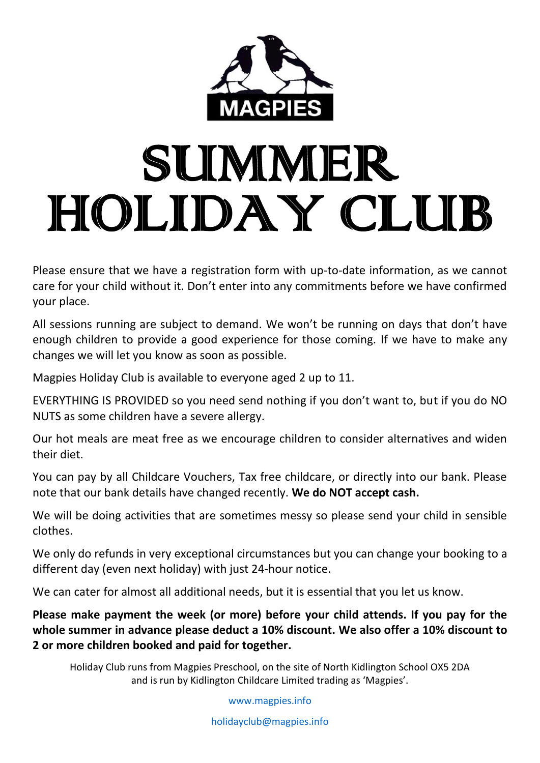MAGPIES

# SUMMER HOLIDAY CLUB

Please ensure that we have a registration form with up-to-date information, as we cannot care for your child without it. Don't enter into any commitments before we have confirmed your place.

All sessions running are subject to demand. We won't be running on days that don't have enough children to provide a good experience for those coming. If we have to make any changes we will let you know as soon as possible.

Magpies Holiday Club is available to everyone aged 2 up to 11.

EVERYTHING IS PROVIDED so you need send nothing if you don't want to, but if you do NO NUTS as some children have a severe allergy.

Our hot meals are meat free as we encourage children to consider alternatives and widen their diet.

You can pay by all Childcare Vouchers, Tax free childcare, or directly into our bank. Please note that our bank details have changed recently. **We do NOT accept cash.**

We will be doing activities that are sometimes messy so please send your child in sensible clothes.

We only do refunds in very exceptional circumstances but you can change your booking to a different day (even next holiday) with just 24-hour notice.

We can cater for almost all additional needs, but it is essential that you let us know.

**Please make payment the week (or more) before your child attends. If you pay for the whole summer in advance please deduct a 10% discount. We also offer a 10% discount to 2 or more children booked and paid for together.**

Holiday Club runs from Magpies Preschool, on the site of North Kidlington School OX5 2DA and is run by Kidlington Childcare Limited trading as 'Magpies'.

www.magpies.info

holidayclub@magpies.info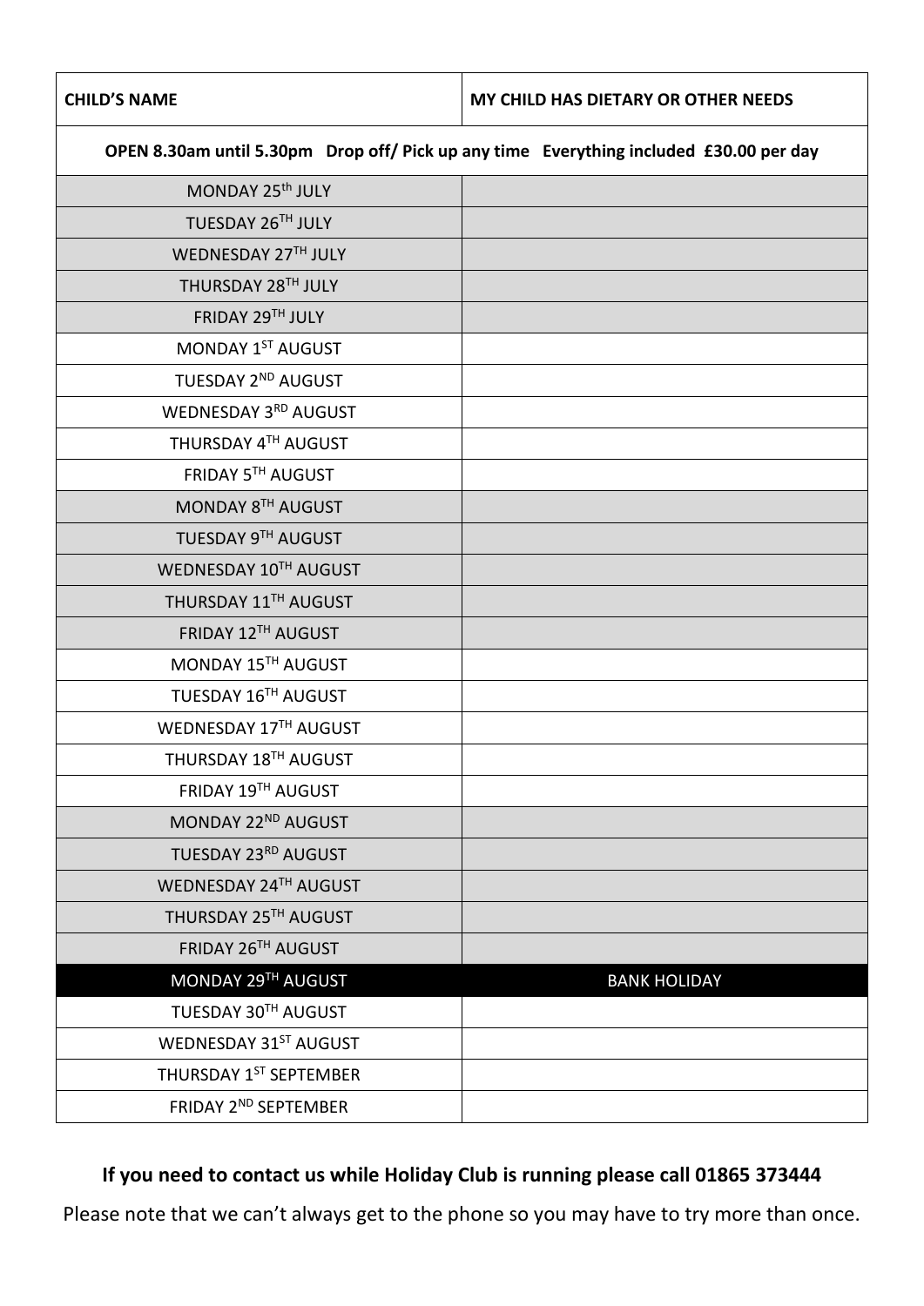| CHILD'S NAME | MY CHILD HAS DIETARY OR OTHER NEEDS |
|---|---|
| OPEN 8.30am until 5.30pm  Drop off/ Pick up any time  Everything included  £30.00 per day | |
| MONDAY 25th JULY | |
| TUESDAY 26TH JULY | |
| WEDNESDAY 27TH JULY | |
| THURSDAY 28TH JULY | |
| FRIDAY 29TH JULY | |
| MONDAY 1ST AUGUST | |
| TUESDAY 2ND AUGUST | |
| WEDNESDAY 3RD AUGUST | |
| THURSDAY 4TH AUGUST | |
| FRIDAY 5TH AUGUST | |
| MONDAY 8TH AUGUST | |
| TUESDAY 9TH AUGUST | |
| WEDNESDAY 10TH AUGUST | |
| THURSDAY 11TH AUGUST | |
| FRIDAY 12TH AUGUST | |
| MONDAY 15TH AUGUST | |
| TUESDAY 16TH AUGUST | |
| WEDNESDAY 17TH AUGUST | |
| THURSDAY 18TH AUGUST | |
| FRIDAY 19TH AUGUST | |
| MONDAY 22ND AUGUST | |
| TUESDAY 23RD AUGUST | |
| WEDNESDAY 24TH AUGUST | |
| THURSDAY 25TH AUGUST | |
| FRIDAY 26TH AUGUST | |
| MONDAY 29TH AUGUST | BANK HOLIDAY |
| TUESDAY 30TH AUGUST | |
| WEDNESDAY 31ST AUGUST | |
| THURSDAY 1ST SEPTEMBER | |
| FRIDAY 2ND SEPTEMBER | |

**If you need to contact us while Holiday Club is running please call 01865 373444**

Please note that we can't always get to the phone so you may have to try more than once.